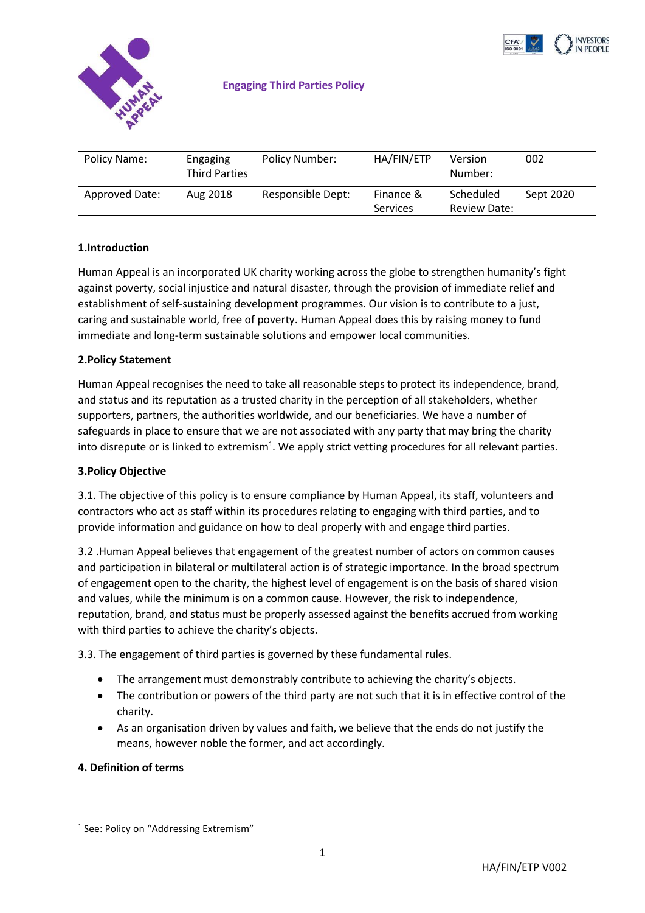# Engaging Third Parties Policy

| Policy Name: | Engaging Third Parties | Policy Number: | HA/FIN/ETP | Version Number: | 002 |
|---|---|---|---|---|---|
| Approved Date: | Aug 2018 | Responsible Dept: | Finance & Services | Scheduled Review Date: | Sept 2020 |

## 1.Introduction

Human Appeal is an incorporated UK charity working across the globe to strengthen humanity's fight against poverty, social injustice and natural disaster, through the provision of immediate relief and establishment of self-sustaining development programmes. Our vision is to contribute to a just, caring and sustainable world, free of poverty. Human Appeal does this by raising money to fund immediate and long-term sustainable solutions and empower local communities.

## 2.Policy Statement

Human Appeal recognises the need to take all reasonable steps to protect its independence, brand, and status and its reputation as a trusted charity in the perception of all stakeholders, whether supporters, partners, the authorities worldwide, and our beneficiaries. We have a number of safeguards in place to ensure that we are not associated with any party that may bring the charity into disrepute or is linked to extremism[1]. We apply strict vetting procedures for all relevant parties.

## 3.Policy Objective

3.1. The objective of this policy is to ensure compliance by Human Appeal, its staff, volunteers and contractors who act as staff within its procedures relating to engaging with third parties, and to provide information and guidance on how to deal properly with and engage third parties.

3.2 .Human Appeal believes that engagement of the greatest number of actors on common causes and participation in bilateral or multilateral action is of strategic importance. In the broad spectrum of engagement open to the charity, the highest level of engagement is on the basis of shared vision and values, while the minimum is on a common cause. However, the risk to independence, reputation, brand, and status must be properly assessed against the benefits accrued from working with third parties to achieve the charity's objects.

3.3. The engagement of third parties is governed by these fundamental rules.

- The arrangement must demonstrably contribute to achieving the charity's objects.
- The contribution or powers of the third party are not such that it is in effective control of the charity.
- As an organisation driven by values and faith, we believe that the ends do not justify the means, however noble the former, and act accordingly.

## 4. Definition of terms

[1] See: Policy on "Addressing Extremism"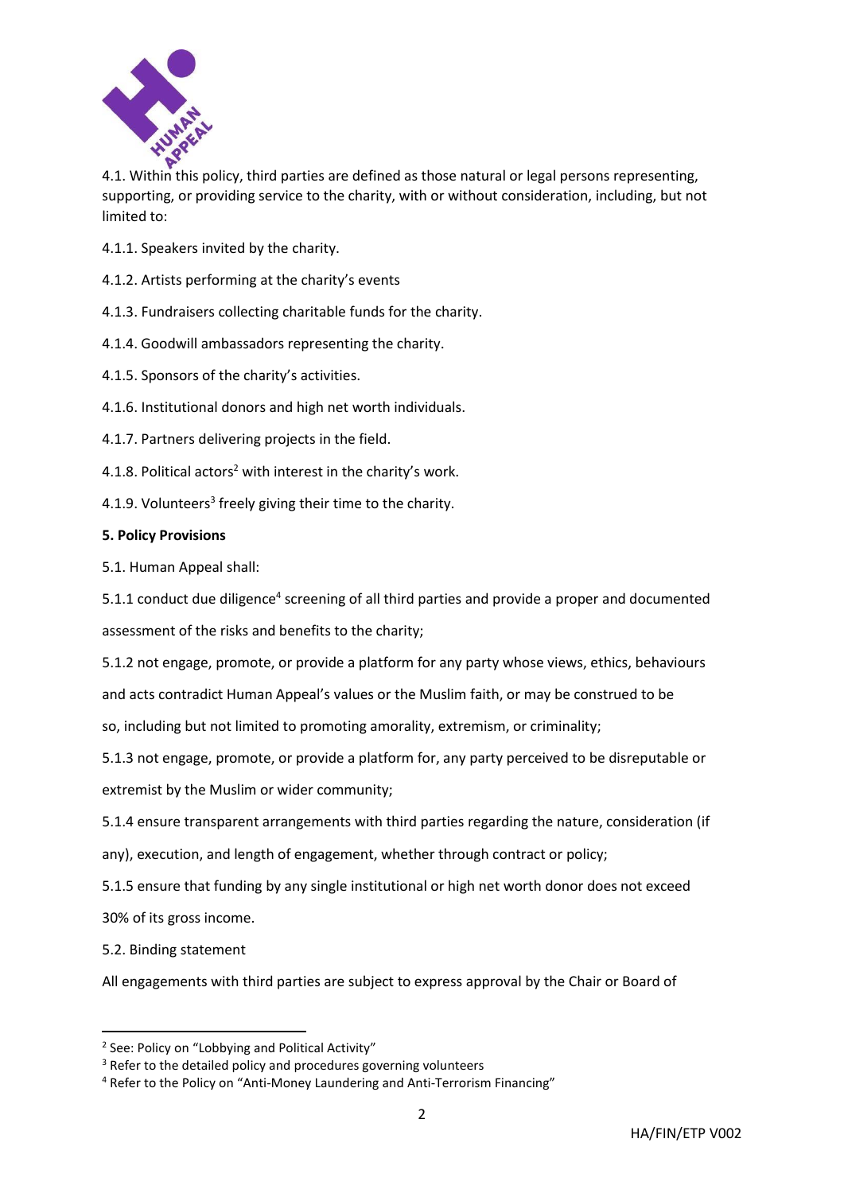4.1. Within this policy, third parties are defined as those natural or legal persons representing, supporting, or providing service to the charity, with or without consideration, including, but not limited to:

4.1.1. Speakers invited by the charity.

4.1.2. Artists performing at the charity's events

4.1.3. Fundraisers collecting charitable funds for the charity.

4.1.4. Goodwill ambassadors representing the charity.

4.1.5. Sponsors of the charity's activities.

4.1.6. Institutional donors and high net worth individuals.

4.1.7. Partners delivering projects in the field.

4.1.8. Political actors[2] with interest in the charity's work.

4.1.9. Volunteers[3] freely giving their time to the charity.

**5. Policy Provisions**

5.1. Human Appeal shall:

5.1.1 conduct due diligence[4] screening of all third parties and provide a proper and documented assessment of the risks and benefits to the charity;

5.1.2 not engage, promote, or provide a platform for any party whose views, ethics, behaviours and acts contradict Human Appeal's values or the Muslim faith, or may be construed to be so, including but not limited to promoting amorality, extremism, or criminality;

5.1.3 not engage, promote, or provide a platform for, any party perceived to be disreputable or extremist by the Muslim or wider community;

5.1.4 ensure transparent arrangements with third parties regarding the nature, consideration (if any), execution, and length of engagement, whether through contract or policy;

5.1.5 ensure that funding by any single institutional or high net worth donor does not exceed 30% of its gross income.

5.2. Binding statement

All engagements with third parties are subject to express approval by the Chair or Board of

---

[2] See: Policy on "Lobbying and Political Activity"

[3] Refer to the detailed policy and procedures governing volunteers

[4] Refer to the Policy on "Anti-Money Laundering and Anti-Terrorism Financing"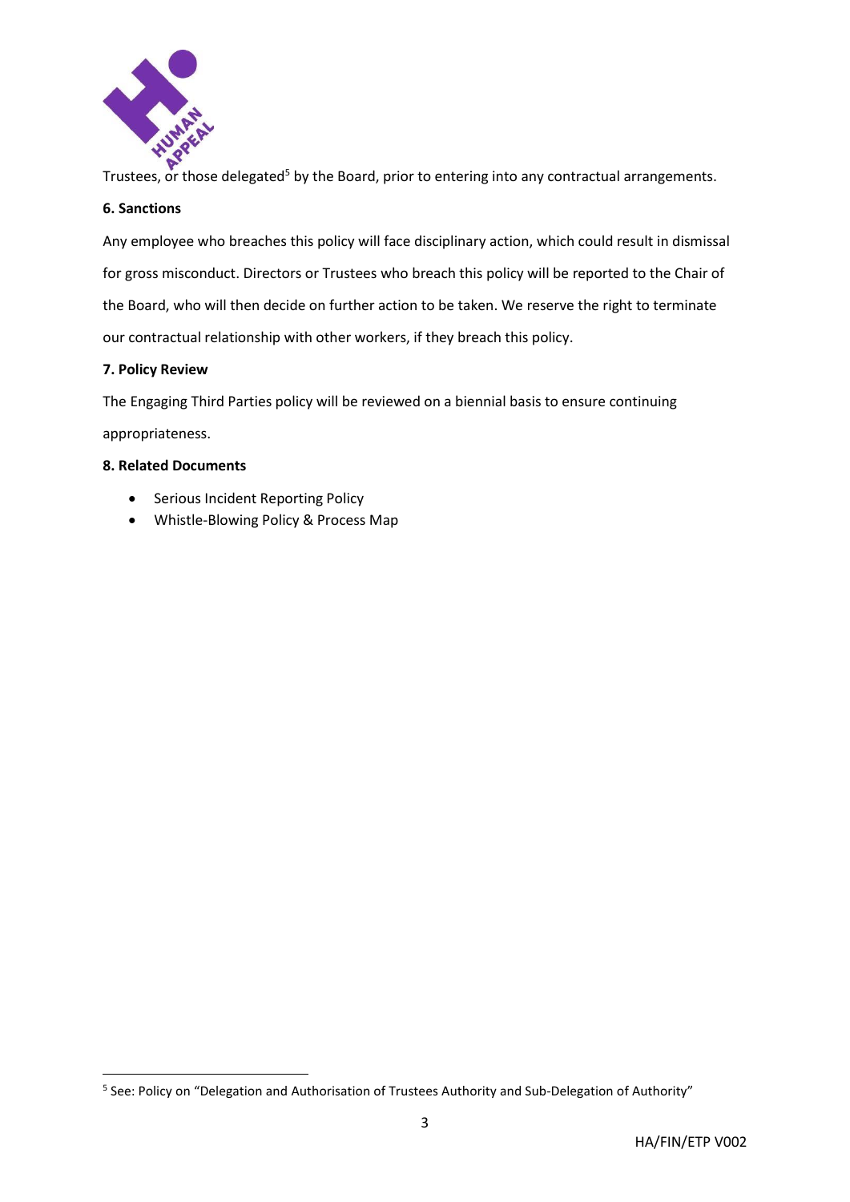Trustees, or those delegated[5] by the Board, prior to entering into any contractual arrangements.

**6. Sanctions**

Any employee who breaches this policy will face disciplinary action, which could result in dismissal for gross misconduct. Directors or Trustees who breach this policy will be reported to the Chair of the Board, who will then decide on further action to be taken. We reserve the right to terminate our contractual relationship with other workers, if they breach this policy.

**7. Policy Review**

The Engaging Third Parties policy will be reviewed on a biennial basis to ensure continuing appropriateness.

**8. Related Documents**

- Serious Incident Reporting Policy
- Whistle-Blowing Policy & Process Map

[5] See: Policy on "Delegation and Authorisation of Trustees Authority and Sub-Delegation of Authority"